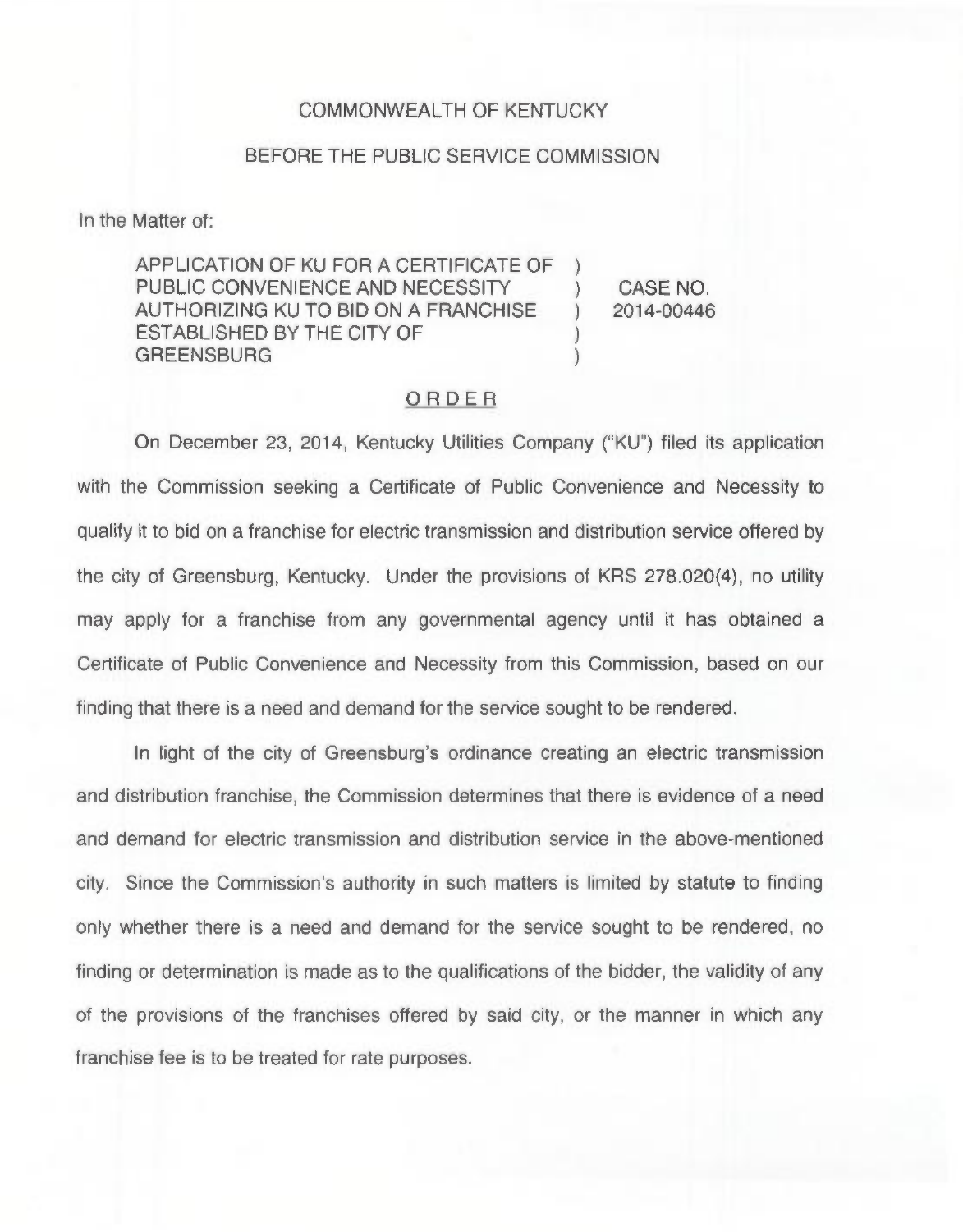COMMONWEALTH OF KENTUCKY

BEFORE THE PUBLIC SERVICE COMMISSION

In the Matter of:

| | | |
|---|---|---|
| APPLICATION OF KU FOR A CERTIFICATE OF PUBLIC CONVENIENCE AND NECESSITY AUTHORIZING KU TO BID ON A FRANCHISE ESTABLISHED BY THE CITY OF GREENSBURG | ) | CASE NO. 2014-00446 |

## ORDER

On December 23, 2014, Kentucky Utilities Company ("KU") filed its application with the Commission seeking a Certificate of Public Convenience and Necessity to qualify it to bid on a franchise for electric transmission and distribution service offered by the city of Greensburg, Kentucky. Under the provisions of KRS 278.020(4), no utility may apply for a franchise from any governmental agency until it has obtained a Certificate of Public Convenience and Necessity from this Commission, based on our finding that there is a need and demand for the service sought to be rendered.

In light of the city of Greensburg's ordinance creating an electric transmission and distribution franchise, the Commission determines that there is evidence of a need and demand for electric transmission and distribution service in the above-mentioned city. Since the Commission's authority in such matters is limited by statute to finding only whether there is a need and demand for the service sought to be rendered, no finding or determination is made as to the qualifications of the bidder, the validity of any of the provisions of the franchises offered by said city, or the manner in which any franchise fee is to be treated for rate purposes.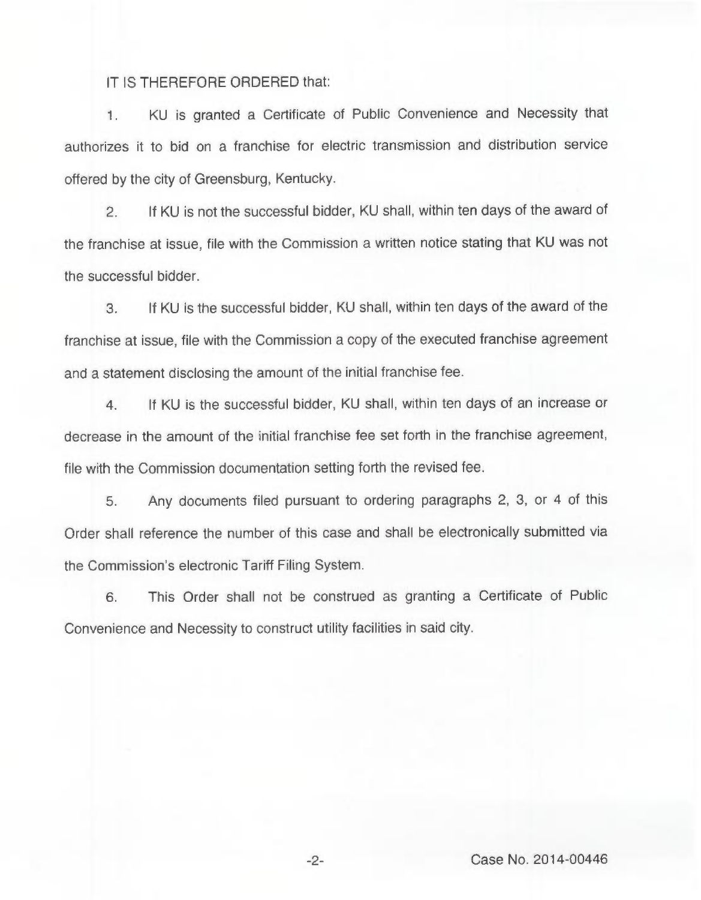IT IS THEREFORE ORDERED that:

1. KU is granted a Certificate of Public Convenience and Necessity that authorizes it to bid on a franchise for electric transmission and distribution service offered by the city of Greensburg, Kentucky.

2. If KU is not the successful bidder, KU shall, within ten days of the award of the franchise at issue, file with the Commission a written notice stating that KU was not the successful bidder.

3. If KU is the successful bidder, KU shall, within ten days of the award of the franchise at issue, file with the Commission a copy of the executed franchise agreement and a statement disclosing the amount of the initial franchise fee.

4. If KU is the successful bidder, KU shall, within ten days of an increase or decrease in the amount of the initial franchise fee set forth in the franchise agreement, file with the Commission documentation setting forth the revised fee.

5. Any documents filed pursuant to ordering paragraphs 2, 3, or 4 of this Order shall reference the number of this case and shall be electronically submitted via the Commission's electronic Tariff Filing System.

6. This Order shall not be construed as granting a Certificate of Public Convenience and Necessity to construct utility facilities in said city.

Case No. 2014-00446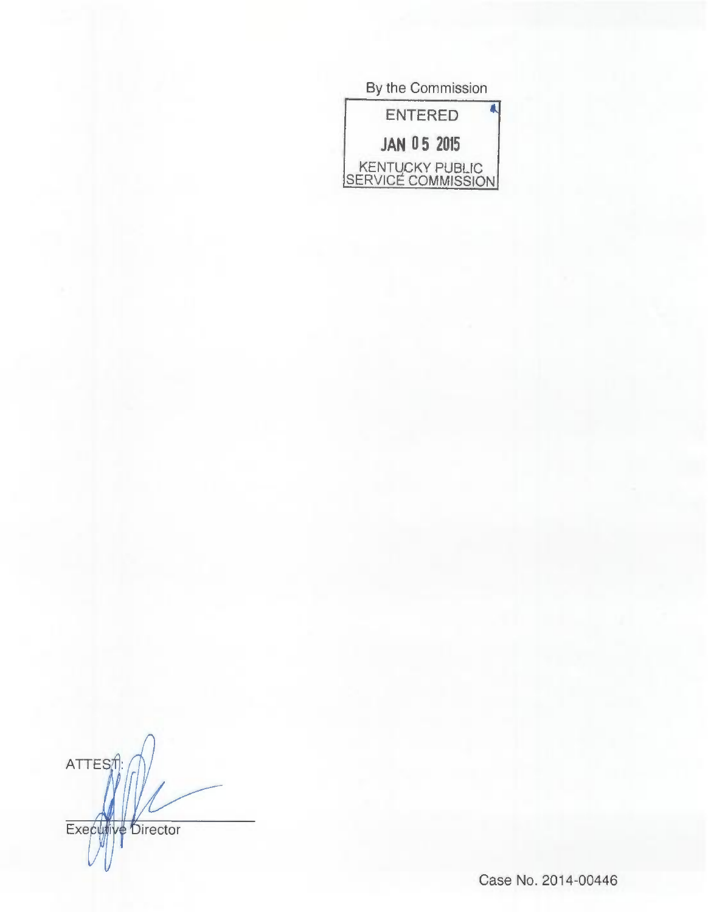By the Commission

ENTERED

JAN 05 2015

KENTUCKY PUBLIC SERVICE COMMISSION

ATTEST:

Executive Director

Case No. 2014-00446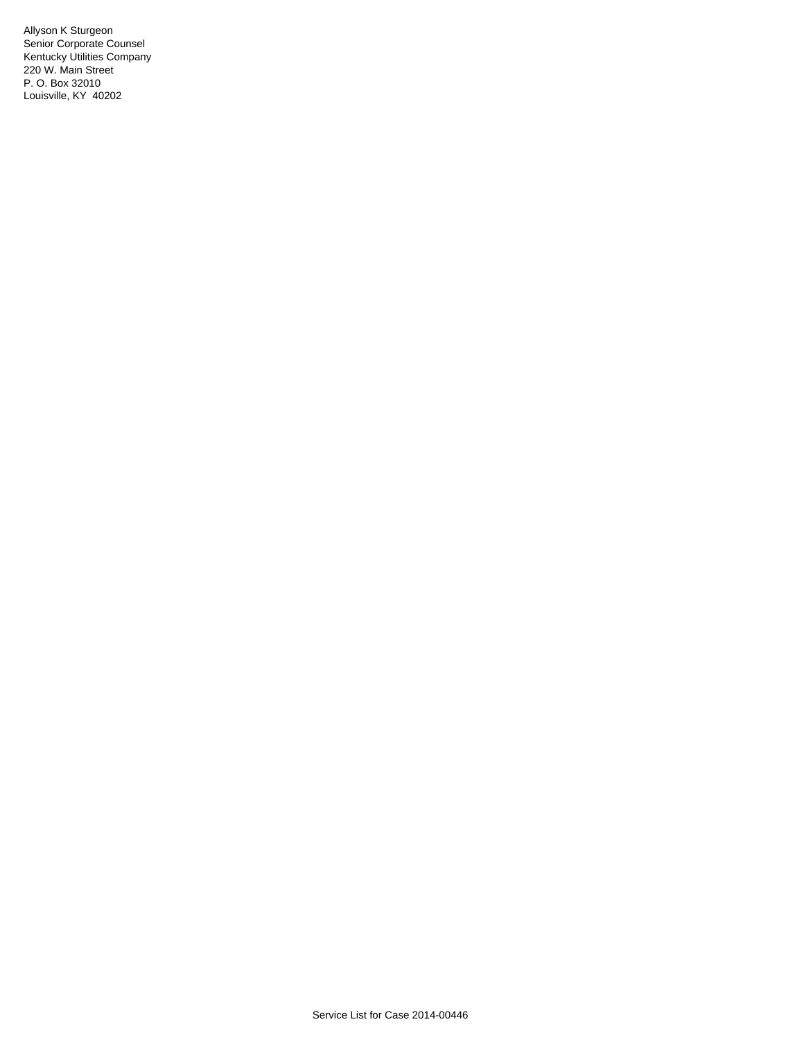Allyson K Sturgeon
Senior Corporate Counsel
Kentucky Utilities Company
220 W. Main Street
P. O. Box 32010
Louisville, KY 40202